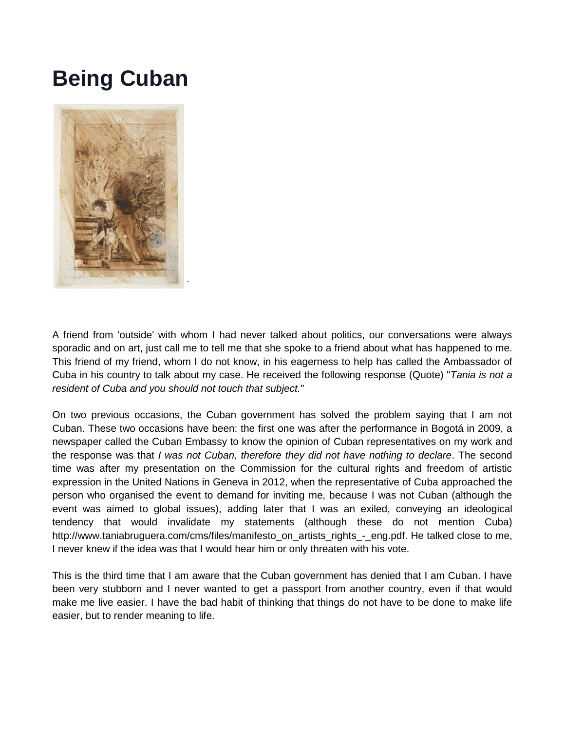# Being Cuban

A friend from 'outside' with whom I had never talked about politics, our conversations were always sporadic and on art, just call me to tell me that she spoke to a friend about what has happened to me. This friend of my friend, whom I do not know, in his eagerness to help has called the Ambassador of Cuba in his country to talk about my case. He received the following response (Quote) "*Tania is not a resident of Cuba and you should not touch that subject.*"

On two previous occasions, the Cuban government has solved the problem saying that I am not Cuban. These two occasions have been: the first one was after the performance in Bogotá in 2009, a newspaper called the Cuban Embassy to know the opinion of Cuban representatives on my work and the response was that *I was not Cuban, therefore they did not have nothing to declare*. The second time was after my presentation on the Commission for the cultural rights and freedom of artistic expression in the United Nations in Geneva in 2012, when the representative of Cuba approached the person who organised the event to demand for inviting me, because I was not Cuban (although the event was aimed to global issues), adding later that I was an exiled, conveying an ideological tendency that would invalidate my statements (although these do not mention Cuba) http://www.taniabruguera.com/cms/files/manifesto_on_artists_rights_-_eng.pdf. He talked close to me, I never knew if the idea was that I would hear him or only threaten with his vote.

This is the third time that I am aware that the Cuban government has denied that I am Cuban. I have been very stubborn and I never wanted to get a passport from another country, even if that would make me live easier. I have the bad habit of thinking that things do not have to be done to make life easier, but to render meaning to life.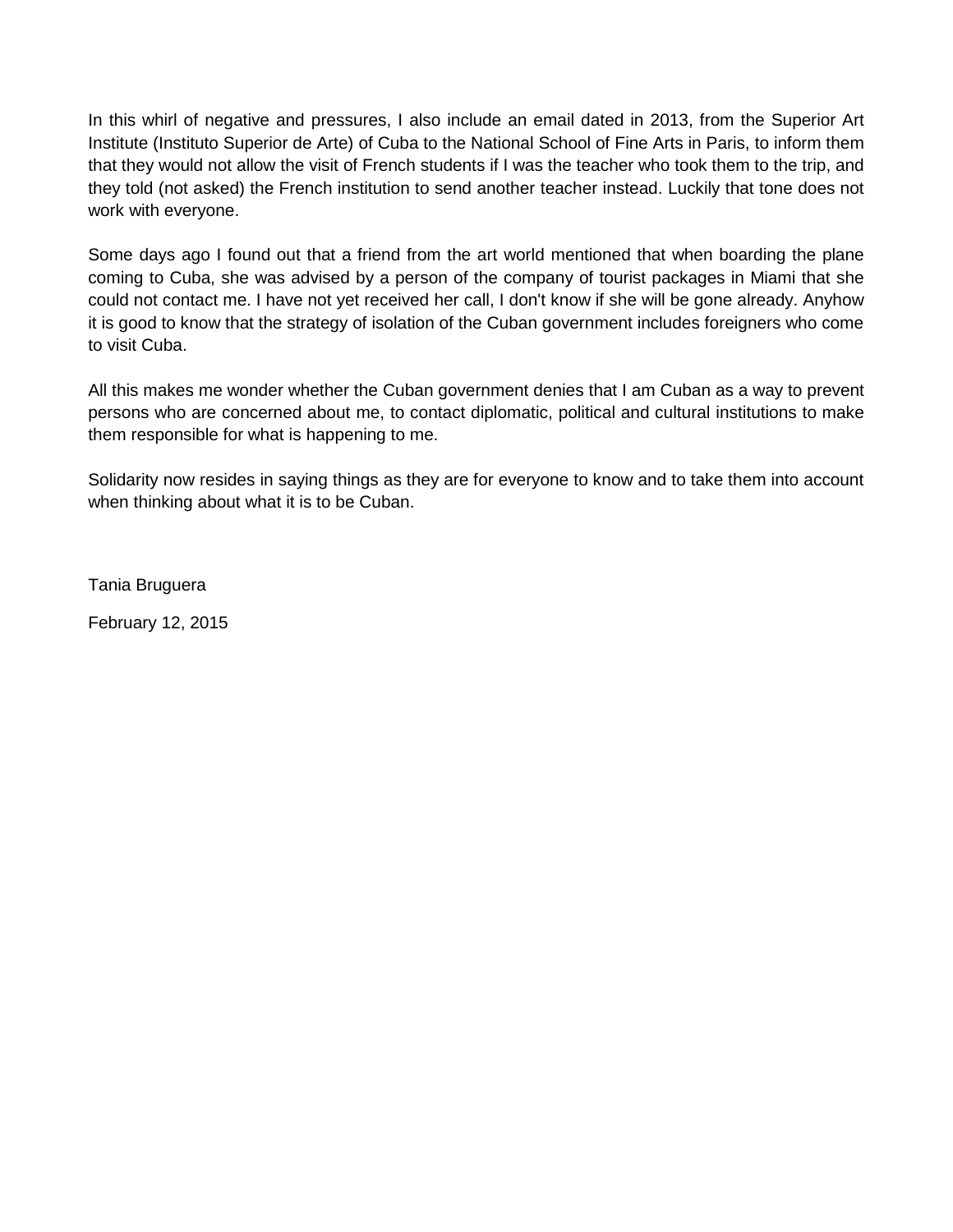In this whirl of negative and pressures, I also include an email dated in 2013, from the Superior Art Institute (Instituto Superior de Arte) of Cuba to the National School of Fine Arts in Paris, to inform them that they would not allow the visit of French students if I was the teacher who took them to the trip, and they told (not asked) the French institution to send another teacher instead. Luckily that tone does not work with everyone.

Some days ago I found out that a friend from the art world mentioned that when boarding the plane coming to Cuba, she was advised by a person of the company of tourist packages in Miami that she could not contact me. I have not yet received her call, I don't know if she will be gone already. Anyhow it is good to know that the strategy of isolation of the Cuban government includes foreigners who come to visit Cuba.

All this makes me wonder whether the Cuban government denies that I am Cuban as a way to prevent persons who are concerned about me, to contact diplomatic, political and cultural institutions to make them responsible for what is happening to me.

Solidarity now resides in saying things as they are for everyone to know and to take them into account when thinking about what it is to be Cuban.

Tania Bruguera

February 12, 2015